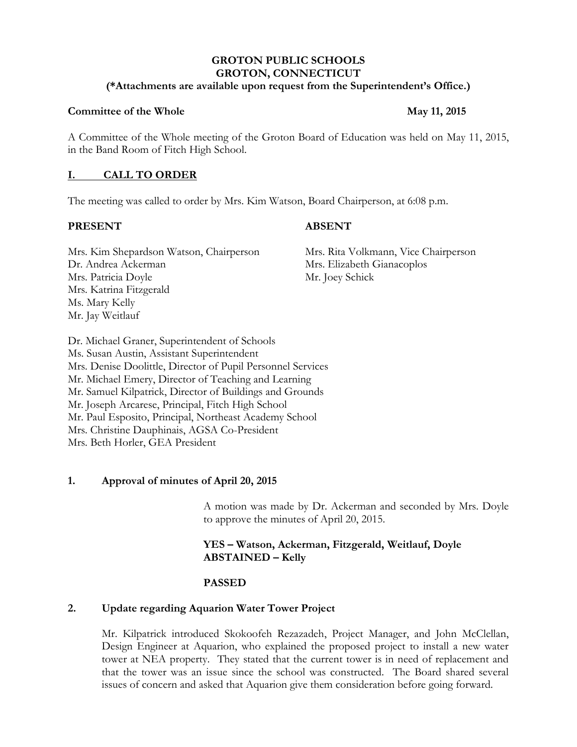**GROTON PUBLIC SCHOOLS**
**GROTON, CONNECTICUT**
**(*Attachments are available upon request from the Superintendent's Office.)**

**Committee of the Whole** **May 11, 2015**

A Committee of the Whole meeting of the Groton Board of Education was held on May 11, 2015, in the Band Room of Fitch High School.

## I. CALL TO ORDER

The meeting was called to order by Mrs. Kim Watson, Board Chairperson, at 6:08 p.m.

**PRESENT**

Mrs. Kim Shepardson Watson, Chairperson
Dr. Andrea Ackerman
Mrs. Patricia Doyle
Mrs. Katrina Fitzgerald
Ms. Mary Kelly
Mr. Jay Weitlauf

**ABSENT**

Mrs. Rita Volkmann, Vice Chairperson
Mrs. Elizabeth Gianacoplos
Mr. Joey Schick

Dr. Michael Graner, Superintendent of Schools
Ms. Susan Austin, Assistant Superintendent
Mrs. Denise Doolittle, Director of Pupil Personnel Services
Mr. Michael Emery, Director of Teaching and Learning
Mr. Samuel Kilpatrick, Director of Buildings and Grounds
Mr. Joseph Arcarese, Principal, Fitch High School
Mr. Paul Esposito, Principal, Northeast Academy School
Mrs. Christine Dauphinais, AGSA Co-President
Mrs. Beth Horler, GEA President

### 1. Approval of minutes of April 20, 2015

A motion was made by Dr. Ackerman and seconded by Mrs. Doyle to approve the minutes of April 20, 2015.

**YES – Watson, Ackerman, Fitzgerald, Weitlauf, Doyle**
**ABSTAINED – Kelly**

**PASSED**

### 2. Update regarding Aquarion Water Tower Project

Mr. Kilpatrick introduced Skokoofeh Rezazadeh, Project Manager, and John McClellan, Design Engineer at Aquarion, who explained the proposed project to install a new water tower at NEA property. They stated that the current tower is in need of replacement and that the tower was an issue since the school was constructed. The Board shared several issues of concern and asked that Aquarion give them consideration before going forward.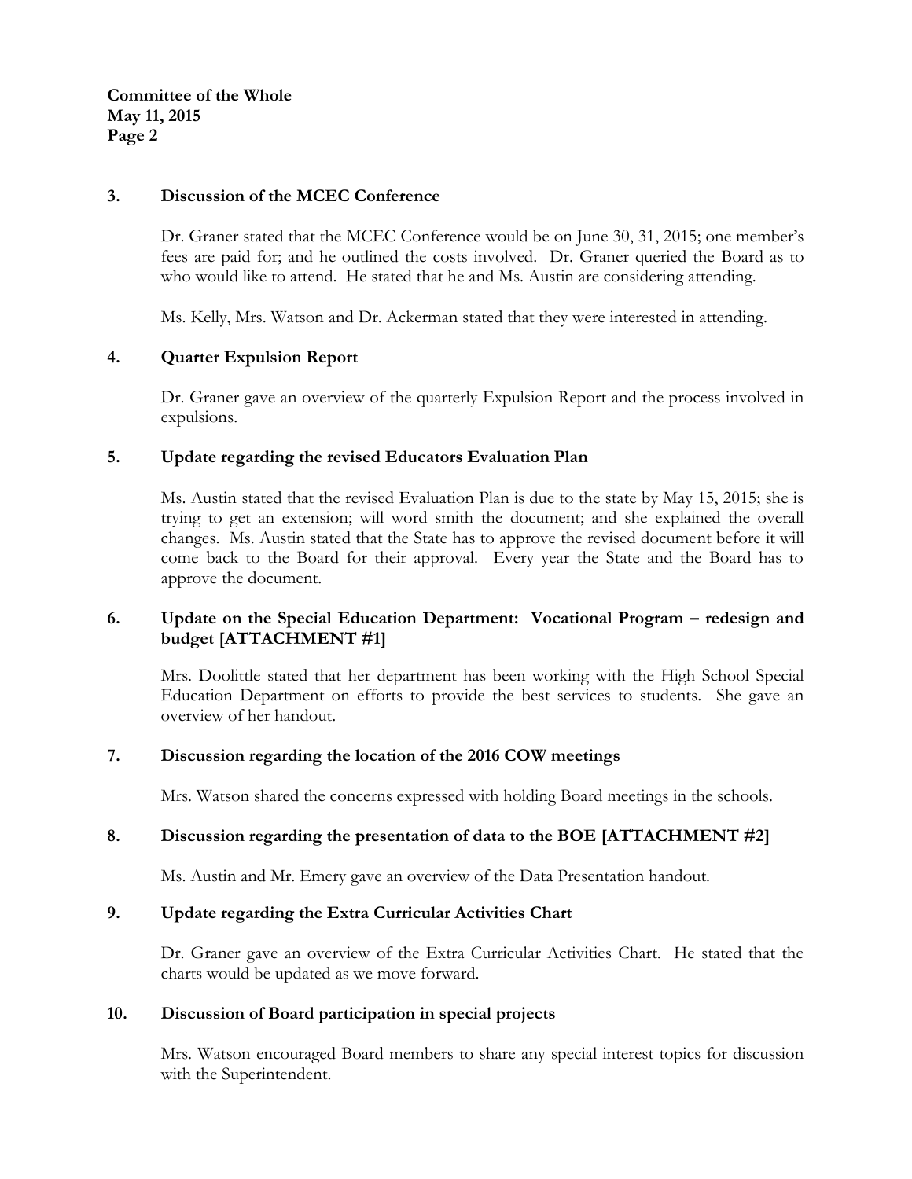### 3. Discussion of the MCEC Conference

Dr. Graner stated that the MCEC Conference would be on June 30, 31, 2015; one member's fees are paid for; and he outlined the costs involved. Dr. Graner queried the Board as to who would like to attend. He stated that he and Ms. Austin are considering attending.

Ms. Kelly, Mrs. Watson and Dr. Ackerman stated that they were interested in attending.

### 4. Quarter Expulsion Report

Dr. Graner gave an overview of the quarterly Expulsion Report and the process involved in expulsions.

### 5. Update regarding the revised Educators Evaluation Plan

Ms. Austin stated that the revised Evaluation Plan is due to the state by May 15, 2015; she is trying to get an extension; will word smith the document; and she explained the overall changes. Ms. Austin stated that the State has to approve the revised document before it will come back to the Board for their approval. Every year the State and the Board has to approve the document.

### 6. Update on the Special Education Department: Vocational Program – redesign and budget [ATTACHMENT #1]

Mrs. Doolittle stated that her department has been working with the High School Special Education Department on efforts to provide the best services to students. She gave an overview of her handout.

### 7. Discussion regarding the location of the 2016 COW meetings

Mrs. Watson shared the concerns expressed with holding Board meetings in the schools.

### 8. Discussion regarding the presentation of data to the BOE [ATTACHMENT #2]

Ms. Austin and Mr. Emery gave an overview of the Data Presentation handout.

### 9. Update regarding the Extra Curricular Activities Chart

Dr. Graner gave an overview of the Extra Curricular Activities Chart. He stated that the charts would be updated as we move forward.

### 10. Discussion of Board participation in special projects

Mrs. Watson encouraged Board members to share any special interest topics for discussion with the Superintendent.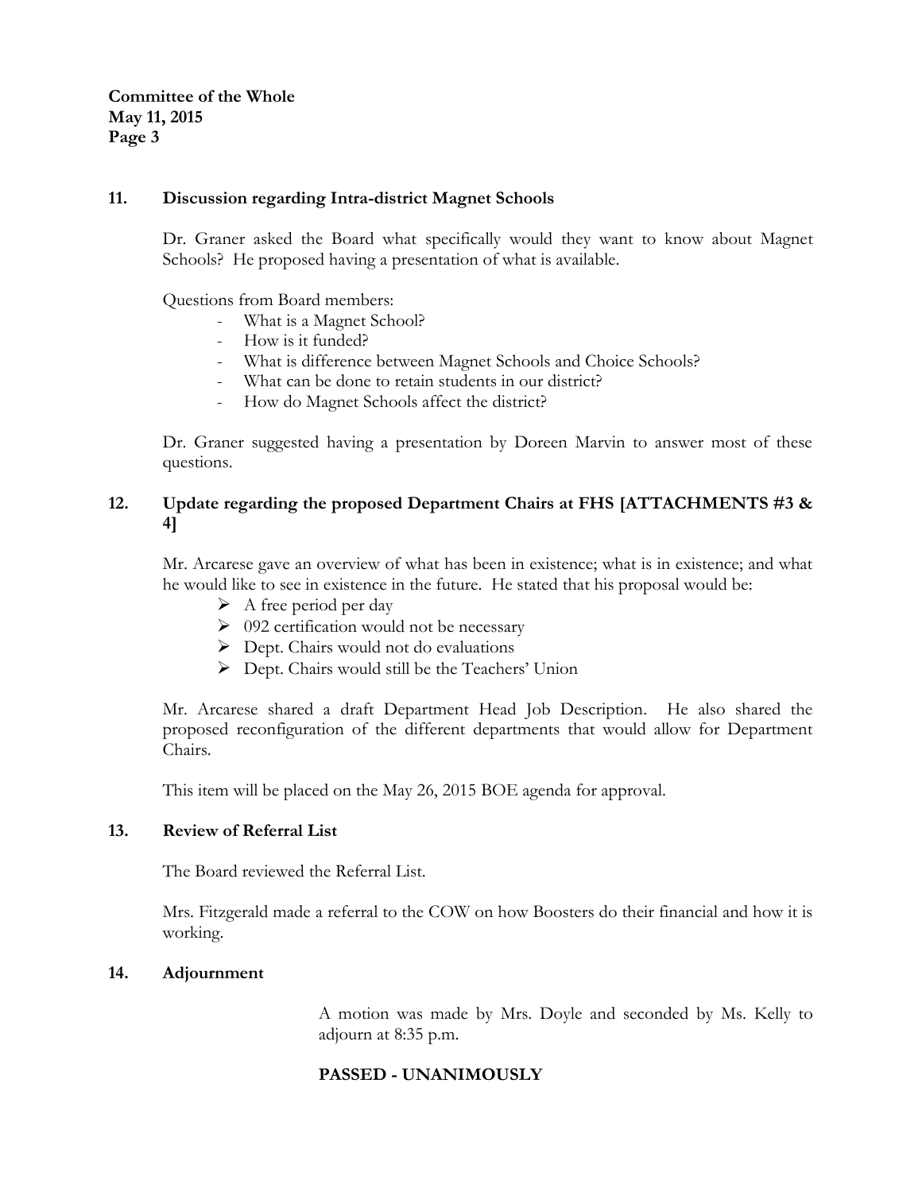**11. Discussion regarding Intra-district Magnet Schools**

Dr. Graner asked the Board what specifically would they want to know about Magnet Schools? He proposed having a presentation of what is available.

Questions from Board members:

- What is a Magnet School?
- How is it funded?
- What is difference between Magnet Schools and Choice Schools?
- What can be done to retain students in our district?
- How do Magnet Schools affect the district?

Dr. Graner suggested having a presentation by Doreen Marvin to answer most of these questions.

**12. Update regarding the proposed Department Chairs at FHS [ATTACHMENTS #3 & 4]**

Mr. Arcarese gave an overview of what has been in existence; what is in existence; and what he would like to see in existence in the future. He stated that his proposal would be:

- A free period per day
- 092 certification would not be necessary
- Dept. Chairs would not do evaluations
- Dept. Chairs would still be the Teachers' Union

Mr. Arcarese shared a draft Department Head Job Description. He also shared the proposed reconfiguration of the different departments that would allow for Department Chairs.

This item will be placed on the May 26, 2015 BOE agenda for approval.

**13. Review of Referral List**

The Board reviewed the Referral List.

Mrs. Fitzgerald made a referral to the COW on how Boosters do their financial and how it is working.

**14. Adjournment**

A motion was made by Mrs. Doyle and seconded by Ms. Kelly to adjourn at 8:35 p.m.

**PASSED - UNANIMOUSLY**